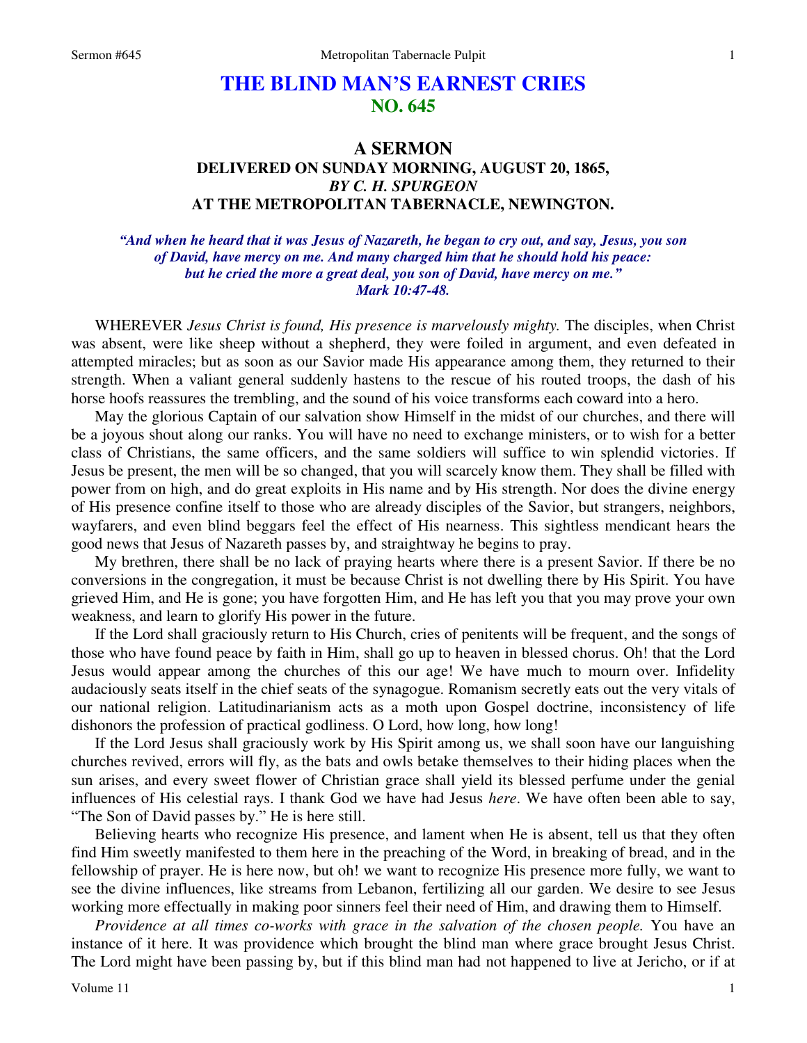# THE BLIND MAN'S EARNEST CRIES
## NO. 645

## A SERMON
### DELIVERED ON SUNDAY MORNING, AUGUST 20, 1865,
### *BY C. H. SPURGEON*
### AT THE METROPOLITAN TABERNACLE, NEWINGTON.

*"And when he heard that it was Jesus of Nazareth, he began to cry out, and say, Jesus, you son of David, have mercy on me. And many charged him that he should hold his peace: but he cried the more a great deal, you son of David, have mercy on me." Mark 10:47-48.*

WHEREVER *Jesus Christ is found, His presence is marvelously mighty.* The disciples, when Christ was absent, were like sheep without a shepherd, they were foiled in argument, and even defeated in attempted miracles; but as soon as our Savior made His appearance among them, they returned to their strength. When a valiant general suddenly hastens to the rescue of his routed troops, the dash of his horse hoofs reassures the trembling, and the sound of his voice transforms each coward into a hero.

May the glorious Captain of our salvation show Himself in the midst of our churches, and there will be a joyous shout along our ranks. You will have no need to exchange ministers, or to wish for a better class of Christians, the same officers, and the same soldiers will suffice to win splendid victories. If Jesus be present, the men will be so changed, that you will scarcely know them. They shall be filled with power from on high, and do great exploits in His name and by His strength. Nor does the divine energy of His presence confine itself to those who are already disciples of the Savior, but strangers, neighbors, wayfarers, and even blind beggars feel the effect of His nearness. This sightless mendicant hears the good news that Jesus of Nazareth passes by, and straightway he begins to pray.

My brethren, there shall be no lack of praying hearts where there is a present Savior. If there be no conversions in the congregation, it must be because Christ is not dwelling there by His Spirit. You have grieved Him, and He is gone; you have forgotten Him, and He has left you that you may prove your own weakness, and learn to glorify His power in the future.

If the Lord shall graciously return to His Church, cries of penitents will be frequent, and the songs of those who have found peace by faith in Him, shall go up to heaven in blessed chorus. Oh! that the Lord Jesus would appear among the churches of this our age! We have much to mourn over. Infidelity audaciously seats itself in the chief seats of the synagogue. Romanism secretly eats out the very vitals of our national religion. Latitudinarianism acts as a moth upon Gospel doctrine, inconsistency of life dishonors the profession of practical godliness. O Lord, how long, how long!

If the Lord Jesus shall graciously work by His Spirit among us, we shall soon have our languishing churches revived, errors will fly, as the bats and owls betake themselves to their hiding places when the sun arises, and every sweet flower of Christian grace shall yield its blessed perfume under the genial influences of His celestial rays. I thank God we have had Jesus *here*. We have often been able to say, "The Son of David passes by." He is here still.

Believing hearts who recognize His presence, and lament when He is absent, tell us that they often find Him sweetly manifested to them here in the preaching of the Word, in breaking of bread, and in the fellowship of prayer. He is here now, but oh! we want to recognize His presence more fully, we want to see the divine influences, like streams from Lebanon, fertilizing all our garden. We desire to see Jesus working more effectually in making poor sinners feel their need of Him, and drawing them to Himself.

*Providence at all times co-works with grace in the salvation of the chosen people.* You have an instance of it here. It was providence which brought the blind man where grace brought Jesus Christ. The Lord might have been passing by, but if this blind man had not happened to live at Jericho, or if at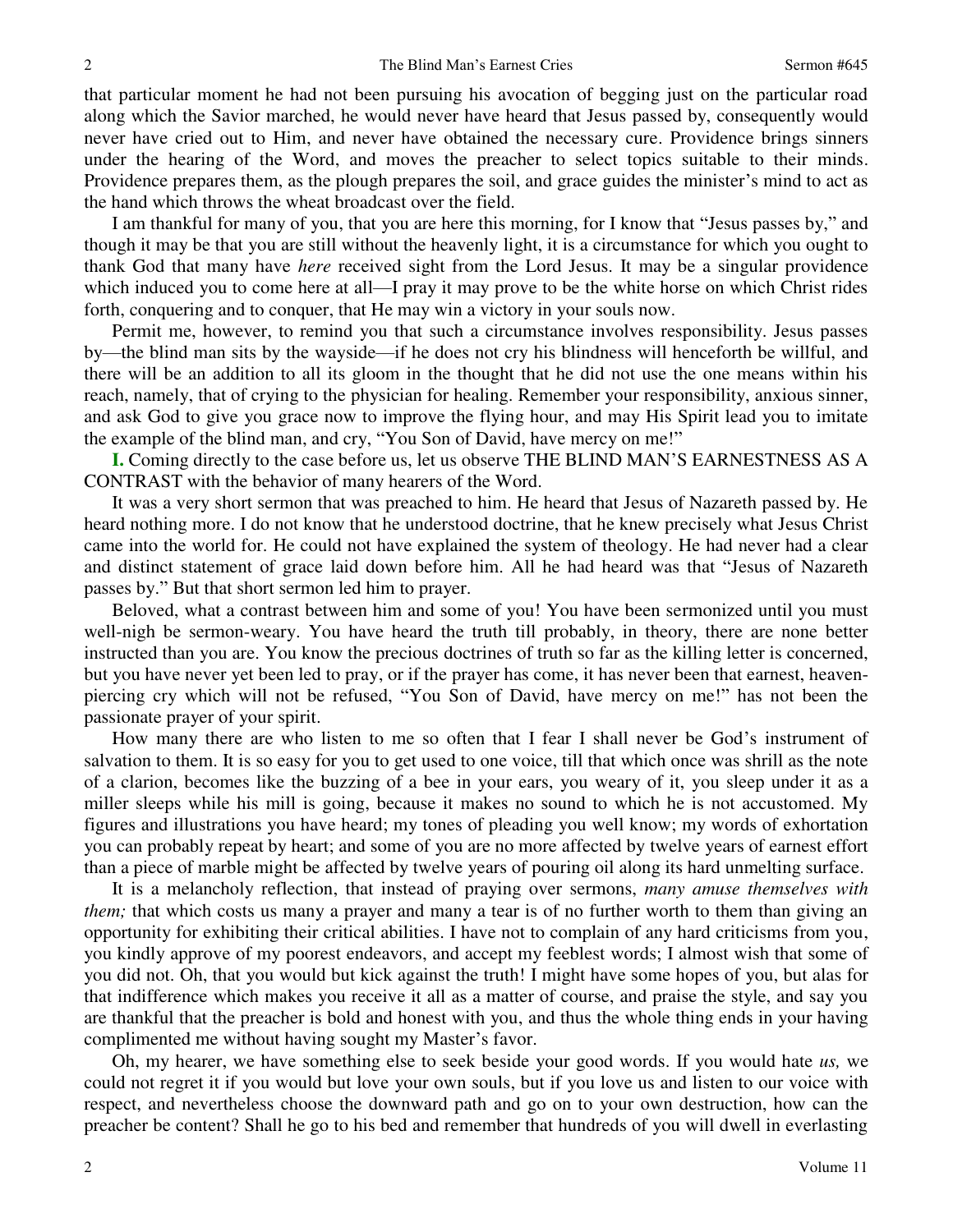that particular moment he had not been pursuing his avocation of begging just on the particular road along which the Savior marched, he would never have heard that Jesus passed by, consequently would never have cried out to Him, and never have obtained the necessary cure. Providence brings sinners under the hearing of the Word, and moves the preacher to select topics suitable to their minds. Providence prepares them, as the plough prepares the soil, and grace guides the minister's mind to act as the hand which throws the wheat broadcast over the field.

I am thankful for many of you, that you are here this morning, for I know that "Jesus passes by," and though it may be that you are still without the heavenly light, it is a circumstance for which you ought to thank God that many have *here* received sight from the Lord Jesus. It may be a singular providence which induced you to come here at all—I pray it may prove to be the white horse on which Christ rides forth, conquering and to conquer, that He may win a victory in your souls now.

Permit me, however, to remind you that such a circumstance involves responsibility. Jesus passes by—the blind man sits by the wayside—if he does not cry his blindness will henceforth be willful, and there will be an addition to all its gloom in the thought that he did not use the one means within his reach, namely, that of crying to the physician for healing. Remember your responsibility, anxious sinner, and ask God to give you grace now to improve the flying hour, and may His Spirit lead you to imitate the example of the blind man, and cry, "You Son of David, have mercy on me!"

**I.** Coming directly to the case before us, let us observe THE BLIND MAN'S EARNESTNESS AS A CONTRAST with the behavior of many hearers of the Word.

It was a very short sermon that was preached to him. He heard that Jesus of Nazareth passed by. He heard nothing more. I do not know that he understood doctrine, that he knew precisely what Jesus Christ came into the world for. He could not have explained the system of theology. He had never had a clear and distinct statement of grace laid down before him. All he had heard was that "Jesus of Nazareth passes by." But that short sermon led him to prayer.

Beloved, what a contrast between him and some of you! You have been sermonized until you must well-nigh be sermon-weary. You have heard the truth till probably, in theory, there are none better instructed than you are. You know the precious doctrines of truth so far as the killing letter is concerned, but you have never yet been led to pray, or if the prayer has come, it has never been that earnest, heaven-piercing cry which will not be refused, "You Son of David, have mercy on me!" has not been the passionate prayer of your spirit.

How many there are who listen to me so often that I fear I shall never be God's instrument of salvation to them. It is so easy for you to get used to one voice, till that which once was shrill as the note of a clarion, becomes like the buzzing of a bee in your ears, you weary of it, you sleep under it as a miller sleeps while his mill is going, because it makes no sound to which he is not accustomed. My figures and illustrations you have heard; my tones of pleading you well know; my words of exhortation you can probably repeat by heart; and some of you are no more affected by twelve years of earnest effort than a piece of marble might be affected by twelve years of pouring oil along its hard unmelting surface.

It is a melancholy reflection, that instead of praying over sermons, *many amuse themselves with them;* that which costs us many a prayer and many a tear is of no further worth to them than giving an opportunity for exhibiting their critical abilities. I have not to complain of any hard criticisms from you, you kindly approve of my poorest endeavors, and accept my feeblest words; I almost wish that some of you did not. Oh, that you would but kick against the truth! I might have some hopes of you, but alas for that indifference which makes you receive it all as a matter of course, and praise the style, and say you are thankful that the preacher is bold and honest with you, and thus the whole thing ends in your having complimented me without having sought my Master's favor.

Oh, my hearer, we have something else to seek beside your good words. If you would hate *us,* we could not regret it if you would but love your own souls, but if you love us and listen to our voice with respect, and nevertheless choose the downward path and go on to your own destruction, how can the preacher be content? Shall he go to his bed and remember that hundreds of you will dwell in everlasting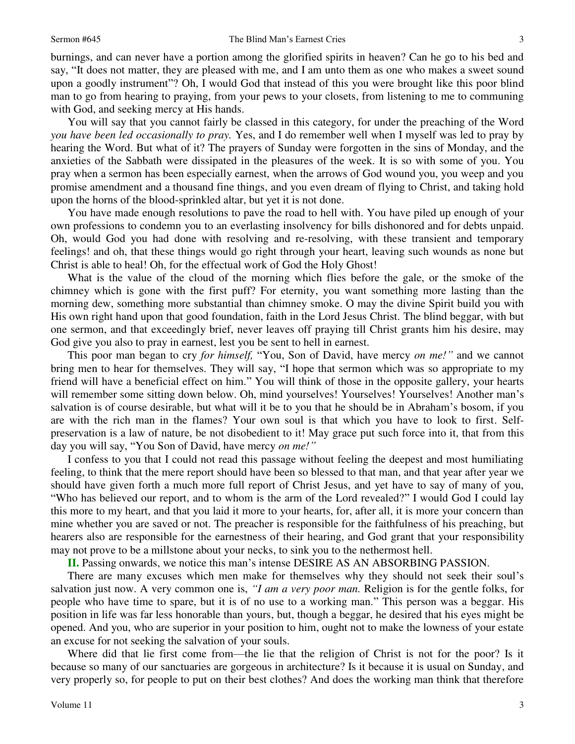burnings, and can never have a portion among the glorified spirits in heaven? Can he go to his bed and say, "It does not matter, they are pleased with me, and I am unto them as one who makes a sweet sound upon a goodly instrument"? Oh, I would God that instead of this you were brought like this poor blind man to go from hearing to praying, from your pews to your closets, from listening to me to communing with God, and seeking mercy at His hands.

You will say that you cannot fairly be classed in this category, for under the preaching of the Word *you have been led occasionally to pray.* Yes, and I do remember well when I myself was led to pray by hearing the Word. But what of it? The prayers of Sunday were forgotten in the sins of Monday, and the anxieties of the Sabbath were dissipated in the pleasures of the week. It is so with some of you. You pray when a sermon has been especially earnest, when the arrows of God wound you, you weep and you promise amendment and a thousand fine things, and you even dream of flying to Christ, and taking hold upon the horns of the blood-sprinkled altar, but yet it is not done.

You have made enough resolutions to pave the road to hell with. You have piled up enough of your own professions to condemn you to an everlasting insolvency for bills dishonored and for debts unpaid. Oh, would God you had done with resolving and re-resolving, with these transient and temporary feelings! and oh, that these things would go right through your heart, leaving such wounds as none but Christ is able to heal! Oh, for the effectual work of God the Holy Ghost!

What is the value of the cloud of the morning which flies before the gale, or the smoke of the chimney which is gone with the first puff? For eternity, you want something more lasting than the morning dew, something more substantial than chimney smoke. O may the divine Spirit build you with His own right hand upon that good foundation, faith in the Lord Jesus Christ. The blind beggar, with but one sermon, and that exceedingly brief, never leaves off praying till Christ grants him his desire, may God give you also to pray in earnest, lest you be sent to hell in earnest.

This poor man began to cry *for himself,* "You, Son of David, have mercy *on me!"* and we cannot bring men to hear for themselves. They will say, "I hope that sermon which was so appropriate to my friend will have a beneficial effect on him." You will think of those in the opposite gallery, your hearts will remember some sitting down below. Oh, mind yourselves! Yourselves! Yourselves! Another man's salvation is of course desirable, but what will it be to you that he should be in Abraham's bosom, if you are with the rich man in the flames? Your own soul is that which you have to look to first. Self-preservation is a law of nature, be not disobedient to it! May grace put such force into it, that from this day you will say, "You Son of David, have mercy *on me!"*

I confess to you that I could not read this passage without feeling the deepest and most humiliating feeling, to think that the mere report should have been so blessed to that man, and that year after year we should have given forth a much more full report of Christ Jesus, and yet have to say of many of you, "Who has believed our report, and to whom is the arm of the Lord revealed?" I would God I could lay this more to my heart, and that you laid it more to your hearts, for, after all, it is more your concern than mine whether you are saved or not. The preacher is responsible for the faithfulness of his preaching, but hearers also are responsible for the earnestness of their hearing, and God grant that your responsibility may not prove to be a millstone about your necks, to sink you to the nethermost hell.

**II.** Passing onwards, we notice this man's intense DESIRE AS AN ABSORBING PASSION.

There are many excuses which men make for themselves why they should not seek their soul's salvation just now. A very common one is, *"I am a very poor man.* Religion is for the gentle folks, for people who have time to spare, but it is of no use to a working man." This person was a beggar. His position in life was far less honorable than yours, but, though a beggar, he desired that his eyes might be opened. And you, who are superior in your position to him, ought not to make the lowness of your estate an excuse for not seeking the salvation of your souls.

Where did that lie first come from—the lie that the religion of Christ is not for the poor? Is it because so many of our sanctuaries are gorgeous in architecture? Is it because it is usual on Sunday, and very properly so, for people to put on their best clothes? And does the working man think that therefore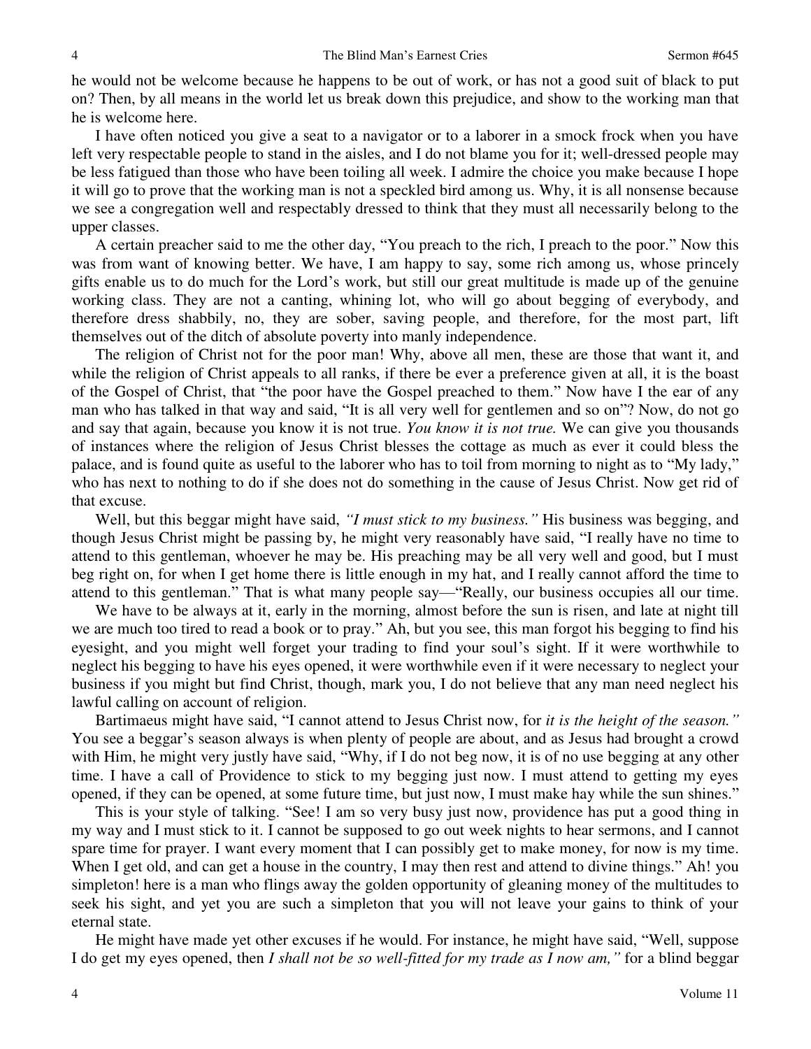he would not be welcome because he happens to be out of work, or has not a good suit of black to put on? Then, by all means in the world let us break down this prejudice, and show to the working man that he is welcome here.

I have often noticed you give a seat to a navigator or to a laborer in a smock frock when you have left very respectable people to stand in the aisles, and I do not blame you for it; well-dressed people may be less fatigued than those who have been toiling all week. I admire the choice you make because I hope it will go to prove that the working man is not a speckled bird among us. Why, it is all nonsense because we see a congregation well and respectably dressed to think that they must all necessarily belong to the upper classes.

A certain preacher said to me the other day, "You preach to the rich, I preach to the poor." Now this was from want of knowing better. We have, I am happy to say, some rich among us, whose princely gifts enable us to do much for the Lord's work, but still our great multitude is made up of the genuine working class. They are not a canting, whining lot, who will go about begging of everybody, and therefore dress shabbily, no, they are sober, saving people, and therefore, for the most part, lift themselves out of the ditch of absolute poverty into manly independence.

The religion of Christ not for the poor man! Why, above all men, these are those that want it, and while the religion of Christ appeals to all ranks, if there be ever a preference given at all, it is the boast of the Gospel of Christ, that "the poor have the Gospel preached to them." Now have I the ear of any man who has talked in that way and said, "It is all very well for gentlemen and so on"? Now, do not go and say that again, because you know it is not true. *You know it is not true.* We can give you thousands of instances where the religion of Jesus Christ blesses the cottage as much as ever it could bless the palace, and is found quite as useful to the laborer who has to toil from morning to night as to "My lady," who has next to nothing to do if she does not do something in the cause of Jesus Christ. Now get rid of that excuse.

Well, but this beggar might have said, *"I must stick to my business."* His business was begging, and though Jesus Christ might be passing by, he might very reasonably have said, "I really have no time to attend to this gentleman, whoever he may be. His preaching may be all very well and good, but I must beg right on, for when I get home there is little enough in my hat, and I really cannot afford the time to attend to this gentleman." That is what many people say—"Really, our business occupies all our time.

We have to be always at it, early in the morning, almost before the sun is risen, and late at night till we are much too tired to read a book or to pray." Ah, but you see, this man forgot his begging to find his eyesight, and you might well forget your trading to find your soul's sight. If it were worthwhile to neglect his begging to have his eyes opened, it were worthwhile even if it were necessary to neglect your business if you might but find Christ, though, mark you, I do not believe that any man need neglect his lawful calling on account of religion.

Bartimaeus might have said, "I cannot attend to Jesus Christ now, for *it is the height of the season."* You see a beggar's season always is when plenty of people are about, and as Jesus had brought a crowd with Him, he might very justly have said, "Why, if I do not beg now, it is of no use begging at any other time. I have a call of Providence to stick to my begging just now. I must attend to getting my eyes opened, if they can be opened, at some future time, but just now, I must make hay while the sun shines."

This is your style of talking. "See! I am so very busy just now, providence has put a good thing in my way and I must stick to it. I cannot be supposed to go out week nights to hear sermons, and I cannot spare time for prayer. I want every moment that I can possibly get to make money, for now is my time. When I get old, and can get a house in the country, I may then rest and attend to divine things." Ah! you simpleton! here is a man who flings away the golden opportunity of gleaning money of the multitudes to seek his sight, and yet you are such a simpleton that you will not leave your gains to think of your eternal state.

He might have made yet other excuses if he would. For instance, he might have said, "Well, suppose I do get my eyes opened, then *I shall not be so well-fitted for my trade as I now am,"* for a blind beggar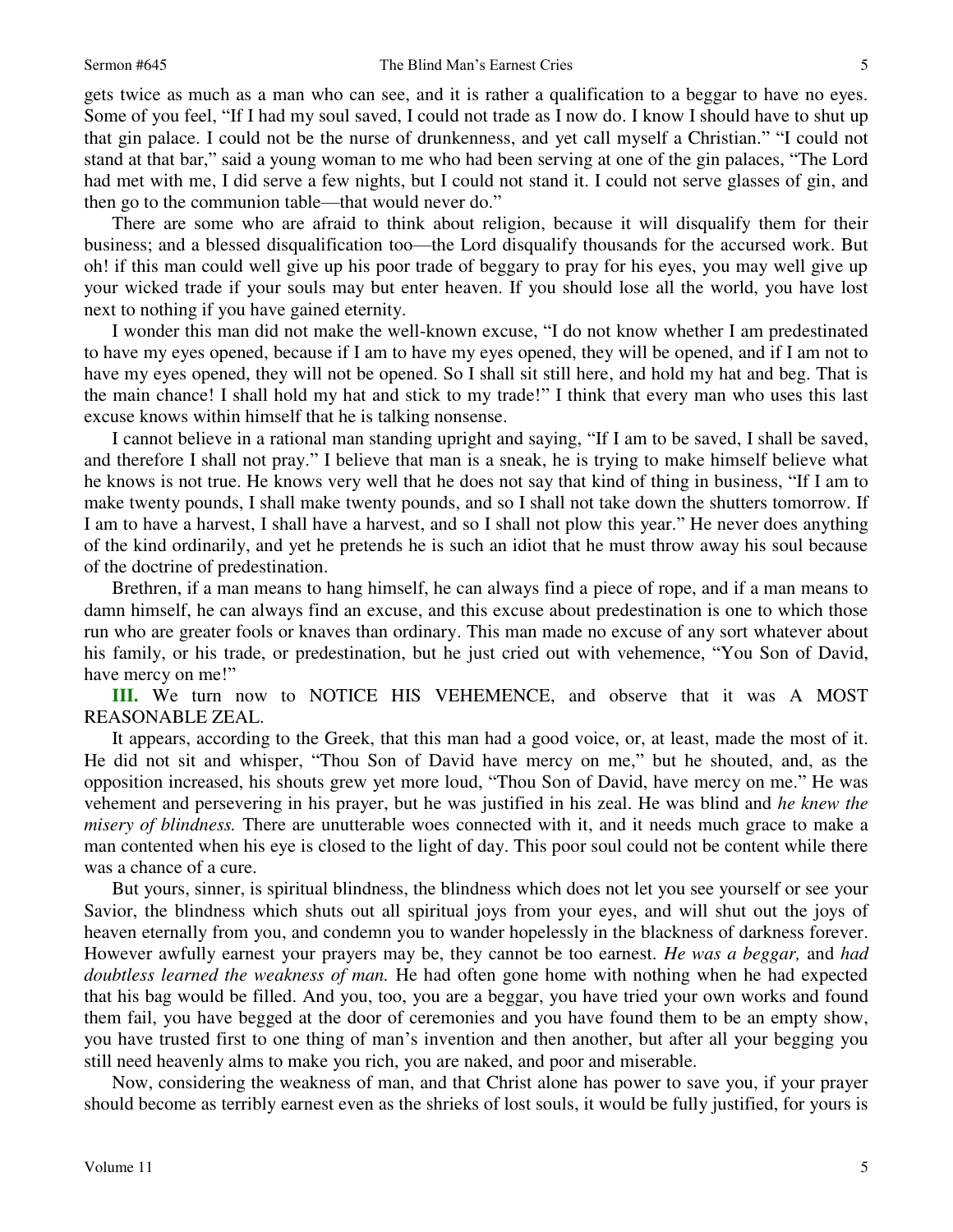gets twice as much as a man who can see, and it is rather a qualification to a beggar to have no eyes. Some of you feel, "If I had my soul saved, I could not trade as I now do. I know I should have to shut up that gin palace. I could not be the nurse of drunkenness, and yet call myself a Christian." "I could not stand at that bar," said a young woman to me who had been serving at one of the gin palaces, "The Lord had met with me, I did serve a few nights, but I could not stand it. I could not serve glasses of gin, and then go to the communion table—that would never do."

There are some who are afraid to think about religion, because it will disqualify them for their business; and a blessed disqualification too—the Lord disqualify thousands for the accursed work. But oh! if this man could well give up his poor trade of beggary to pray for his eyes, you may well give up your wicked trade if your souls may but enter heaven. If you should lose all the world, you have lost next to nothing if you have gained eternity.

I wonder this man did not make the well-known excuse, "I do not know whether I am predestinated to have my eyes opened, because if I am to have my eyes opened, they will be opened, and if I am not to have my eyes opened, they will not be opened. So I shall sit still here, and hold my hat and beg. That is the main chance! I shall hold my hat and stick to my trade!" I think that every man who uses this last excuse knows within himself that he is talking nonsense.

I cannot believe in a rational man standing upright and saying, "If I am to be saved, I shall be saved, and therefore I shall not pray." I believe that man is a sneak, he is trying to make himself believe what he knows is not true. He knows very well that he does not say that kind of thing in business, "If I am to make twenty pounds, I shall make twenty pounds, and so I shall not take down the shutters tomorrow. If I am to have a harvest, I shall have a harvest, and so I shall not plow this year." He never does anything of the kind ordinarily, and yet he pretends he is such an idiot that he must throw away his soul because of the doctrine of predestination.

Brethren, if a man means to hang himself, he can always find a piece of rope, and if a man means to damn himself, he can always find an excuse, and this excuse about predestination is one to which those run who are greater fools or knaves than ordinary. This man made no excuse of any sort whatever about his family, or his trade, or predestination, but he just cried out with vehemence, "You Son of David, have mercy on me!"

**III.** We turn now to NOTICE HIS VEHEMENCE, and observe that it was A MOST REASONABLE ZEAL.

It appears, according to the Greek, that this man had a good voice, or, at least, made the most of it. He did not sit and whisper, "Thou Son of David have mercy on me," but he shouted, and, as the opposition increased, his shouts grew yet more loud, "Thou Son of David, have mercy on me." He was vehement and persevering in his prayer, but he was justified in his zeal. He was blind and *he knew the misery of blindness.* There are unutterable woes connected with it, and it needs much grace to make a man contented when his eye is closed to the light of day. This poor soul could not be content while there was a chance of a cure.

But yours, sinner, is spiritual blindness, the blindness which does not let you see yourself or see your Savior, the blindness which shuts out all spiritual joys from your eyes, and will shut out the joys of heaven eternally from you, and condemn you to wander hopelessly in the blackness of darkness forever. However awfully earnest your prayers may be, they cannot be too earnest. *He was a beggar,* and *had doubtless learned the weakness of man.* He had often gone home with nothing when he had expected that his bag would be filled. And you, too, you are a beggar, you have tried your own works and found them fail, you have begged at the door of ceremonies and you have found them to be an empty show, you have trusted first to one thing of man's invention and then another, but after all your begging you still need heavenly alms to make you rich, you are naked, and poor and miserable.

Now, considering the weakness of man, and that Christ alone has power to save you, if your prayer should become as terribly earnest even as the shrieks of lost souls, it would be fully justified, for yours is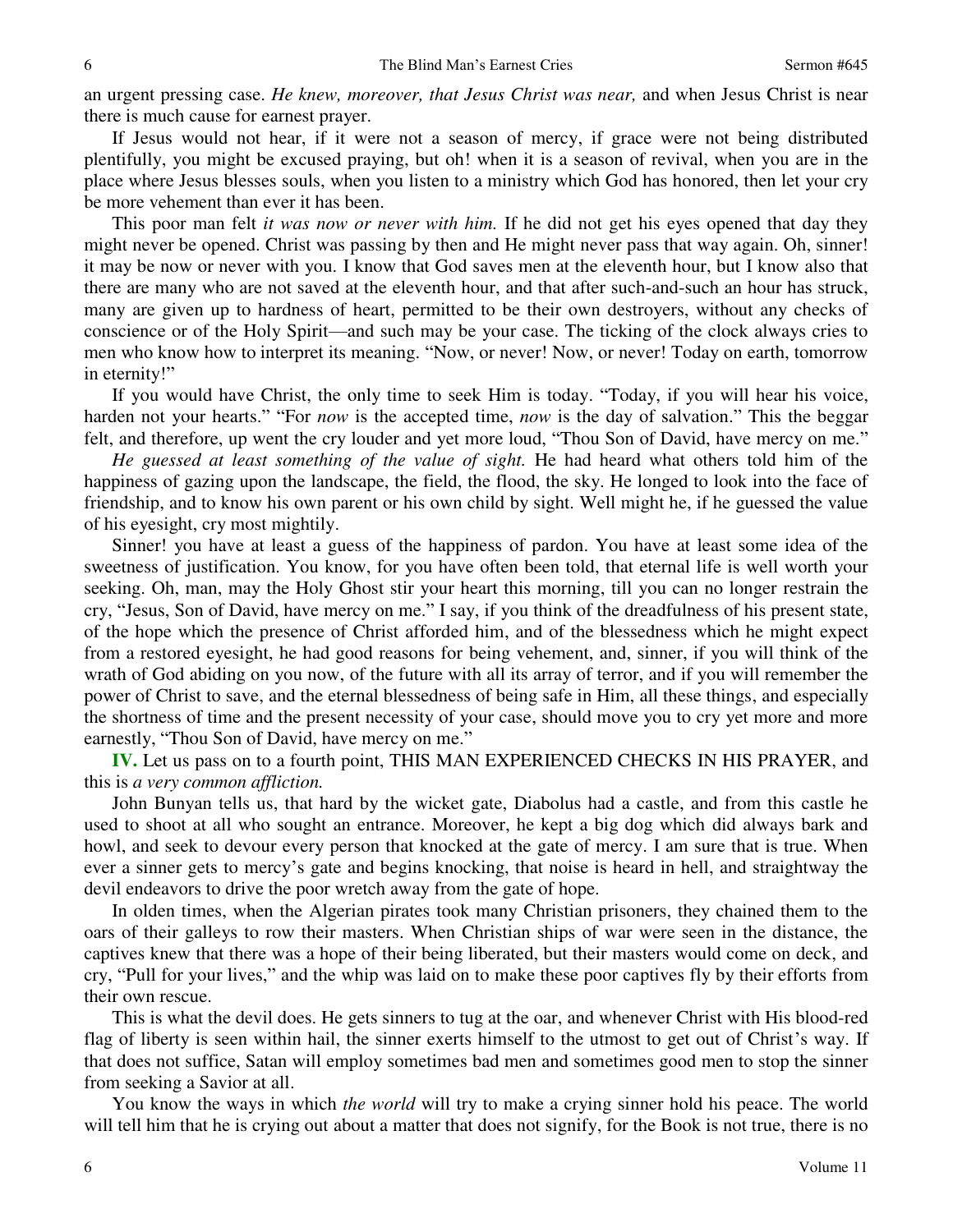an urgent pressing case. *He knew, moreover, that Jesus Christ was near,* and when Jesus Christ is near there is much cause for earnest prayer.

If Jesus would not hear, if it were not a season of mercy, if grace were not being distributed plentifully, you might be excused praying, but oh! when it is a season of revival, when you are in the place where Jesus blesses souls, when you listen to a ministry which God has honored, then let your cry be more vehement than ever it has been.

This poor man felt *it was now or never with him.* If he did not get his eyes opened that day they might never be opened. Christ was passing by then and He might never pass that way again. Oh, sinner! it may be now or never with you. I know that God saves men at the eleventh hour, but I know also that there are many who are not saved at the eleventh hour, and that after such-and-such an hour has struck, many are given up to hardness of heart, permitted to be their own destroyers, without any checks of conscience or of the Holy Spirit—and such may be your case. The ticking of the clock always cries to men who know how to interpret its meaning. "Now, or never! Now, or never! Today on earth, tomorrow in eternity!"

If you would have Christ, the only time to seek Him is today. "Today, if you will hear his voice, harden not your hearts." "For *now* is the accepted time, *now* is the day of salvation." This the beggar felt, and therefore, up went the cry louder and yet more loud, "Thou Son of David, have mercy on me."

*He guessed at least something of the value of sight.* He had heard what others told him of the happiness of gazing upon the landscape, the field, the flood, the sky. He longed to look into the face of friendship, and to know his own parent or his own child by sight. Well might he, if he guessed the value of his eyesight, cry most mightily.

Sinner! you have at least a guess of the happiness of pardon. You have at least some idea of the sweetness of justification. You know, for you have often been told, that eternal life is well worth your seeking. Oh, man, may the Holy Ghost stir your heart this morning, till you can no longer restrain the cry, "Jesus, Son of David, have mercy on me." I say, if you think of the dreadfulness of his present state, of the hope which the presence of Christ afforded him, and of the blessedness which he might expect from a restored eyesight, he had good reasons for being vehement, and, sinner, if you will think of the wrath of God abiding on you now, of the future with all its array of terror, and if you will remember the power of Christ to save, and the eternal blessedness of being safe in Him, all these things, and especially the shortness of time and the present necessity of your case, should move you to cry yet more and more earnestly, "Thou Son of David, have mercy on me."

**IV.** Let us pass on to a fourth point, THIS MAN EXPERIENCED CHECKS IN HIS PRAYER, and this is *a very common affliction.*

John Bunyan tells us, that hard by the wicket gate, Diabolus had a castle, and from this castle he used to shoot at all who sought an entrance. Moreover, he kept a big dog which did always bark and howl, and seek to devour every person that knocked at the gate of mercy. I am sure that is true. When ever a sinner gets to mercy's gate and begins knocking, that noise is heard in hell, and straightway the devil endeavors to drive the poor wretch away from the gate of hope.

In olden times, when the Algerian pirates took many Christian prisoners, they chained them to the oars of their galleys to row their masters. When Christian ships of war were seen in the distance, the captives knew that there was a hope of their being liberated, but their masters would come on deck, and cry, "Pull for your lives," and the whip was laid on to make these poor captives fly by their efforts from their own rescue.

This is what the devil does. He gets sinners to tug at the oar, and whenever Christ with His blood-red flag of liberty is seen within hail, the sinner exerts himself to the utmost to get out of Christ's way. If that does not suffice, Satan will employ sometimes bad men and sometimes good men to stop the sinner from seeking a Savior at all.

You know the ways in which *the world* will try to make a crying sinner hold his peace. The world will tell him that he is crying out about a matter that does not signify, for the Book is not true, there is no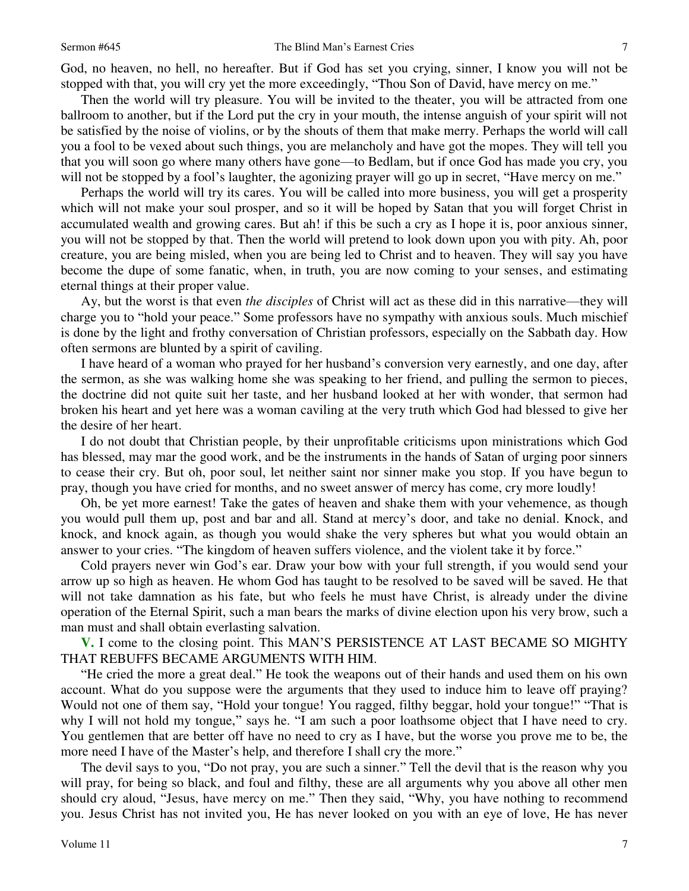God, no heaven, no hell, no hereafter. But if God has set you crying, sinner, I know you will not be stopped with that, you will cry yet the more exceedingly, "Thou Son of David, have mercy on me."

Then the world will try pleasure. You will be invited to the theater, you will be attracted from one ballroom to another, but if the Lord put the cry in your mouth, the intense anguish of your spirit will not be satisfied by the noise of violins, or by the shouts of them that make merry. Perhaps the world will call you a fool to be vexed about such things, you are melancholy and have got the mopes. They will tell you that you will soon go where many others have gone—to Bedlam, but if once God has made you cry, you will not be stopped by a fool's laughter, the agonizing prayer will go up in secret, "Have mercy on me."

Perhaps the world will try its cares. You will be called into more business, you will get a prosperity which will not make your soul prosper, and so it will be hoped by Satan that you will forget Christ in accumulated wealth and growing cares. But ah! if this be such a cry as I hope it is, poor anxious sinner, you will not be stopped by that. Then the world will pretend to look down upon you with pity. Ah, poor creature, you are being misled, when you are being led to Christ and to heaven. They will say you have become the dupe of some fanatic, when, in truth, you are now coming to your senses, and estimating eternal things at their proper value.

Ay, but the worst is that even *the disciples* of Christ will act as these did in this narrative—they will charge you to "hold your peace." Some professors have no sympathy with anxious souls. Much mischief is done by the light and frothy conversation of Christian professors, especially on the Sabbath day. How often sermons are blunted by a spirit of caviling.

I have heard of a woman who prayed for her husband's conversion very earnestly, and one day, after the sermon, as she was walking home she was speaking to her friend, and pulling the sermon to pieces, the doctrine did not quite suit her taste, and her husband looked at her with wonder, that sermon had broken his heart and yet here was a woman caviling at the very truth which God had blessed to give her the desire of her heart.

I do not doubt that Christian people, by their unprofitable criticisms upon ministrations which God has blessed, may mar the good work, and be the instruments in the hands of Satan of urging poor sinners to cease their cry. But oh, poor soul, let neither saint nor sinner make you stop. If you have begun to pray, though you have cried for months, and no sweet answer of mercy has come, cry more loudly!

Oh, be yet more earnest! Take the gates of heaven and shake them with your vehemence, as though you would pull them up, post and bar and all. Stand at mercy's door, and take no denial. Knock, and knock, and knock again, as though you would shake the very spheres but what you would obtain an answer to your cries. "The kingdom of heaven suffers violence, and the violent take it by force."

Cold prayers never win God's ear. Draw your bow with your full strength, if you would send your arrow up so high as heaven. He whom God has taught to be resolved to be saved will be saved. He that will not take damnation as his fate, but who feels he must have Christ, is already under the divine operation of the Eternal Spirit, such a man bears the marks of divine election upon his very brow, such a man must and shall obtain everlasting salvation.

**V.** I come to the closing point. This MAN'S PERSISTENCE AT LAST BECAME SO MIGHTY THAT REBUFFS BECAME ARGUMENTS WITH HIM.

"He cried the more a great deal." He took the weapons out of their hands and used them on his own account. What do you suppose were the arguments that they used to induce him to leave off praying? Would not one of them say, "Hold your tongue! You ragged, filthy beggar, hold your tongue!" "That is why I will not hold my tongue," says he. "I am such a poor loathsome object that I have need to cry. You gentlemen that are better off have no need to cry as I have, but the worse you prove me to be, the more need I have of the Master's help, and therefore I shall cry the more."

The devil says to you, "Do not pray, you are such a sinner." Tell the devil that is the reason why you will pray, for being so black, and foul and filthy, these are all arguments why you above all other men should cry aloud, "Jesus, have mercy on me." Then they said, "Why, you have nothing to recommend you. Jesus Christ has not invited you, He has never looked on you with an eye of love, He has never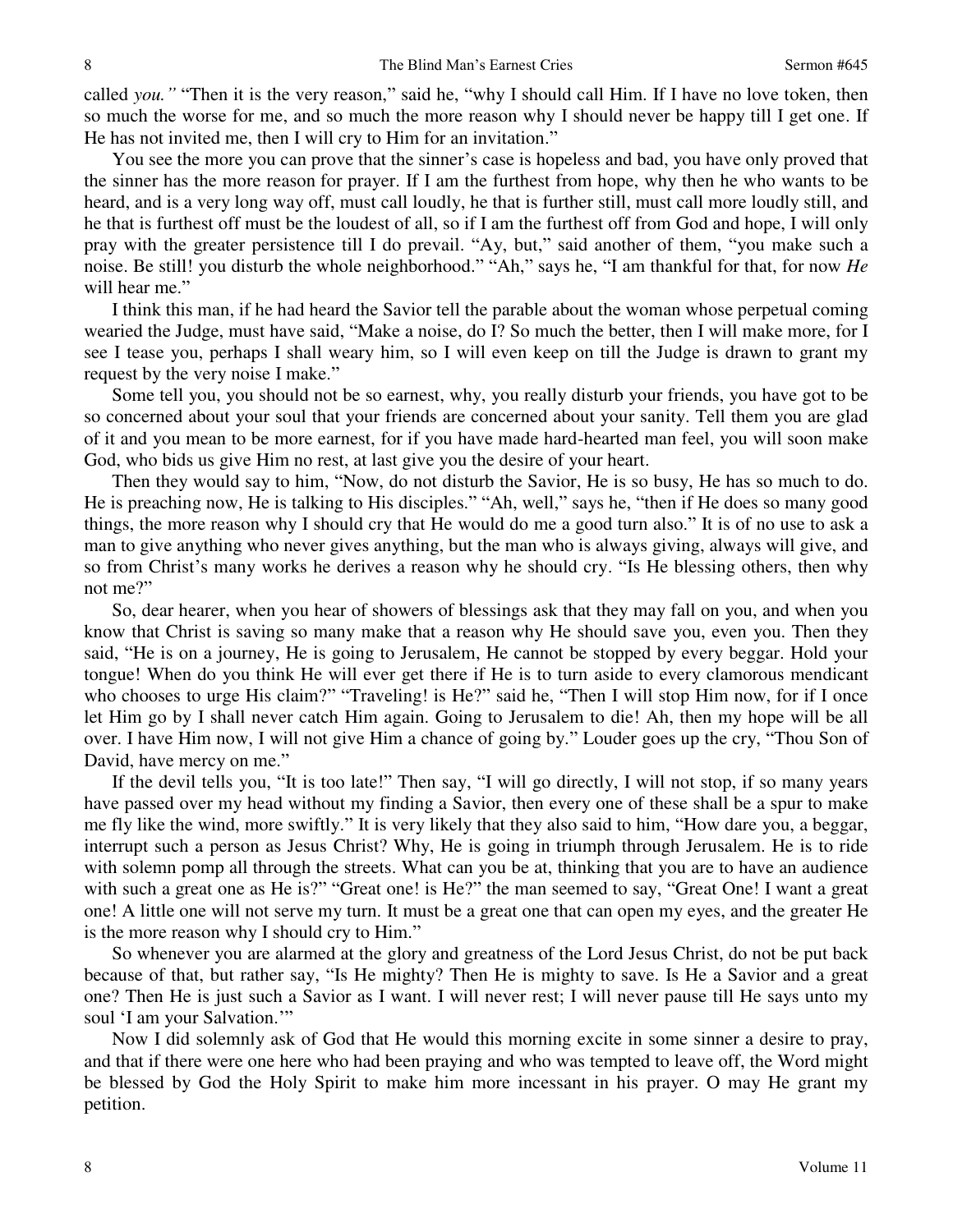called *you."* "Then it is the very reason," said he, "why I should call Him. If I have no love token, then so much the worse for me, and so much the more reason why I should never be happy till I get one. If He has not invited me, then I will cry to Him for an invitation."

You see the more you can prove that the sinner's case is hopeless and bad, you have only proved that the sinner has the more reason for prayer. If I am the furthest from hope, why then he who wants to be heard, and is a very long way off, must call loudly, he that is further still, must call more loudly still, and he that is furthest off must be the loudest of all, so if I am the furthest off from God and hope, I will only pray with the greater persistence till I do prevail. "Ay, but," said another of them, "you make such a noise. Be still! you disturb the whole neighborhood." "Ah," says he, "I am thankful for that, for now *He* will hear me."

I think this man, if he had heard the Savior tell the parable about the woman whose perpetual coming wearied the Judge, must have said, "Make a noise, do I? So much the better, then I will make more, for I see I tease you, perhaps I shall weary him, so I will even keep on till the Judge is drawn to grant my request by the very noise I make."

Some tell you, you should not be so earnest, why, you really disturb your friends, you have got to be so concerned about your soul that your friends are concerned about your sanity. Tell them you are glad of it and you mean to be more earnest, for if you have made hard-hearted man feel, you will soon make God, who bids us give Him no rest, at last give you the desire of your heart.

Then they would say to him, "Now, do not disturb the Savior, He is so busy, He has so much to do. He is preaching now, He is talking to His disciples." "Ah, well," says he, "then if He does so many good things, the more reason why I should cry that He would do me a good turn also." It is of no use to ask a man to give anything who never gives anything, but the man who is always giving, always will give, and so from Christ's many works he derives a reason why he should cry. "Is He blessing others, then why not me?"

So, dear hearer, when you hear of showers of blessings ask that they may fall on you, and when you know that Christ is saving so many make that a reason why He should save you, even you. Then they said, "He is on a journey, He is going to Jerusalem, He cannot be stopped by every beggar. Hold your tongue! When do you think He will ever get there if He is to turn aside to every clamorous mendicant who chooses to urge His claim?" "Traveling! is He?" said he, "Then I will stop Him now, for if I once let Him go by I shall never catch Him again. Going to Jerusalem to die! Ah, then my hope will be all over. I have Him now, I will not give Him a chance of going by." Louder goes up the cry, "Thou Son of David, have mercy on me."

If the devil tells you, "It is too late!" Then say, "I will go directly, I will not stop, if so many years have passed over my head without my finding a Savior, then every one of these shall be a spur to make me fly like the wind, more swiftly." It is very likely that they also said to him, "How dare you, a beggar, interrupt such a person as Jesus Christ? Why, He is going in triumph through Jerusalem. He is to ride with solemn pomp all through the streets. What can you be at, thinking that you are to have an audience with such a great one as He is?" "Great one! is He?" the man seemed to say, "Great One! I want a great one! A little one will not serve my turn. It must be a great one that can open my eyes, and the greater He is the more reason why I should cry to Him."

So whenever you are alarmed at the glory and greatness of the Lord Jesus Christ, do not be put back because of that, but rather say, "Is He mighty? Then He is mighty to save. Is He a Savior and a great one? Then He is just such a Savior as I want. I will never rest; I will never pause till He says unto my soul 'I am your Salvation.'"

Now I did solemnly ask of God that He would this morning excite in some sinner a desire to pray, and that if there were one here who had been praying and who was tempted to leave off, the Word might be blessed by God the Holy Spirit to make him more incessant in his prayer. O may He grant my petition.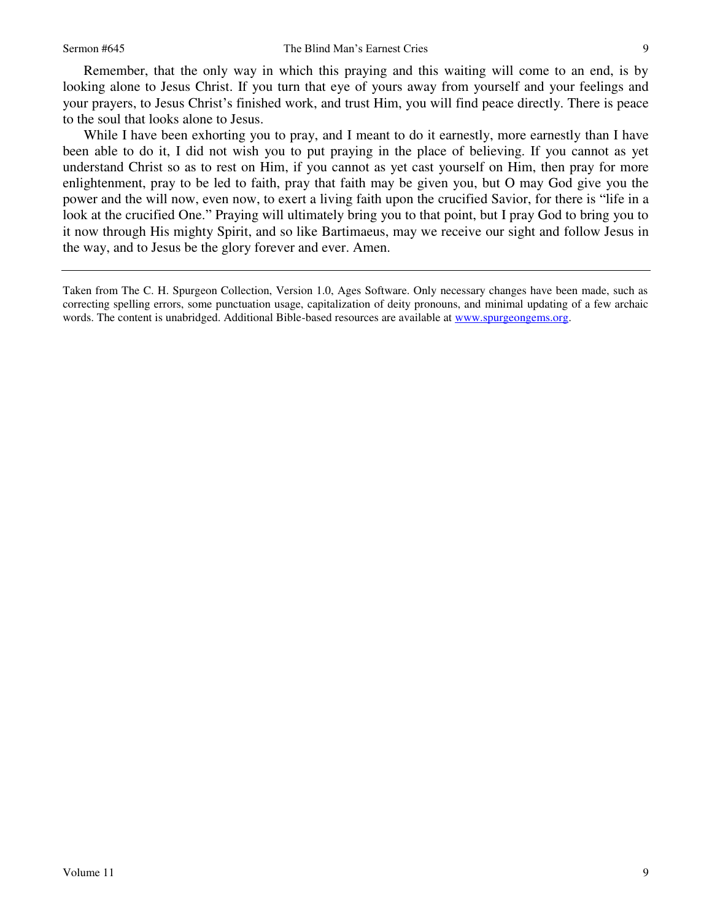Remember, that the only way in which this praying and this waiting will come to an end, is by looking alone to Jesus Christ. If you turn that eye of yours away from yourself and your feelings and your prayers, to Jesus Christ's finished work, and trust Him, you will find peace directly. There is peace to the soul that looks alone to Jesus.

While I have been exhorting you to pray, and I meant to do it earnestly, more earnestly than I have been able to do it, I did not wish you to put praying in the place of believing. If you cannot as yet understand Christ so as to rest on Him, if you cannot as yet cast yourself on Him, then pray for more enlightenment, pray to be led to faith, pray that faith may be given you, but O may God give you the power and the will now, even now, to exert a living faith upon the crucified Savior, for there is "life in a look at the crucified One." Praying will ultimately bring you to that point, but I pray God to bring you to it now through His mighty Spirit, and so like Bartimaeus, may we receive our sight and follow Jesus in the way, and to Jesus be the glory forever and ever. Amen.

---

Taken from The C. H. Spurgeon Collection, Version 1.0, Ages Software. Only necessary changes have been made, such as correcting spelling errors, some punctuation usage, capitalization of deity pronouns, and minimal updating of a few archaic words. The content is unabridged. Additional Bible-based resources are available at www.spurgeongems.org.